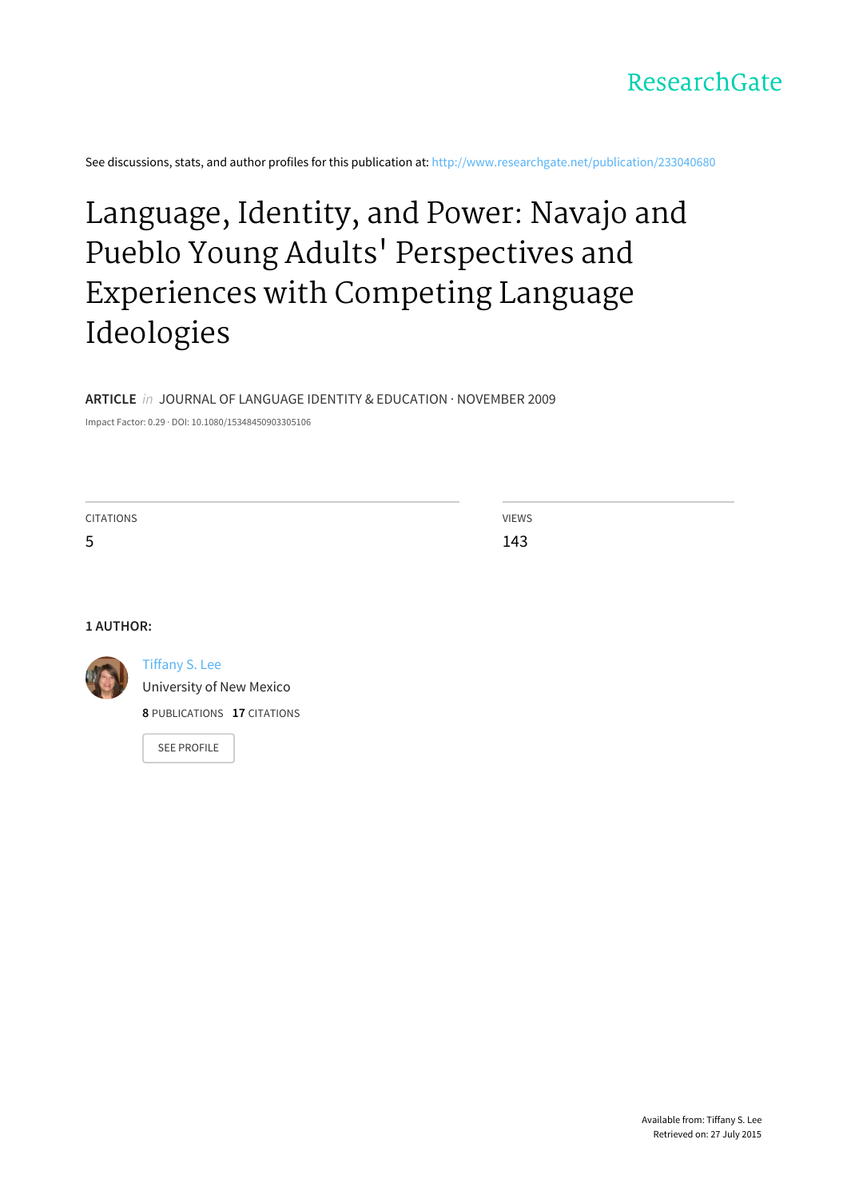ResearchGate

See discussions, stats, and author profiles for this publication at: http://www.researchgate.net/publication/233040680

# Language, Identity, and Power: Navajo and Pueblo Young Adults' Perspectives and Experiences with Competing Language Ideologies

**ARTICLE** *in* JOURNAL OF LANGUAGE IDENTITY & EDUCATION · NOVEMBER 2009

Impact Factor: 0.29 · DOI: 10.1080/15348450903305106

CITATIONS
5

VIEWS
143

**1 AUTHOR:**

Tiffany S. Lee
University of New Mexico
**8** PUBLICATIONS **17** CITATIONS

SEE PROFILE

Available from: Tiffany S. Lee
Retrieved on: 27 July 2015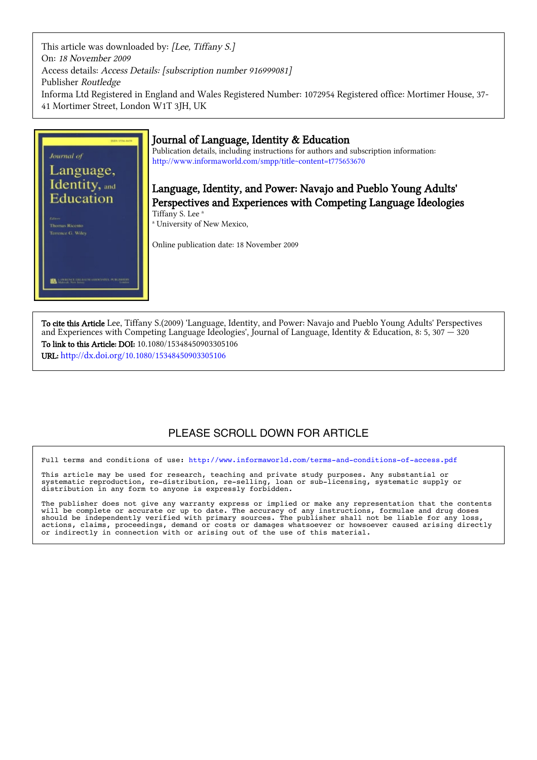This article was downloaded by: *[Lee, Tiffany S.]*
On: *18 November 2009*
Access details: *Access Details: [subscription number 916999081]*
Publisher *Routledge*
Informa Ltd Registered in England and Wales Registered Number: 1072954 Registered office: Mortimer House, 37-41 Mortimer Street, London W1T 3JH, UK

# Journal of Language, Identity & Education

Publication details, including instructions for authors and subscription information:
http://www.informaworld.com/smpp/title~content=t775653670

## Language, Identity, and Power: Navajo and Pueblo Young Adults' Perspectives and Experiences with Competing Language Ideologies

Tiffany S. Lee [a]

[a] University of New Mexico,

Online publication date: 18 November 2009

**To cite this Article** Lee, Tiffany S.(2009) 'Language, Identity, and Power: Navajo and Pueblo Young Adults' Perspectives and Experiences with Competing Language Ideologies', Journal of Language, Identity & Education, 8: 5, 307 — 320

**To link to this Article: DOI:** 10.1080/15348450903305106

**URL:** http://dx.doi.org/10.1080/15348450903305106

PLEASE SCROLL DOWN FOR ARTICLE

Full terms and conditions of use: http://www.informaworld.com/terms-and-conditions-of-access.pdf

This article may be used for research, teaching and private study purposes. Any substantial or systematic reproduction, re-distribution, re-selling, loan or sub-licensing, systematic supply or distribution in any form to anyone is expressly forbidden.

The publisher does not give any warranty express or implied or make any representation that the contents will be complete or accurate or up to date. The accuracy of any instructions, formulae and drug doses should be independently verified with primary sources. The publisher shall not be liable for any loss, actions, claims, proceedings, demand or costs or damages whatsoever or howsoever caused arising directly or indirectly in connection with or arising out of the use of this material.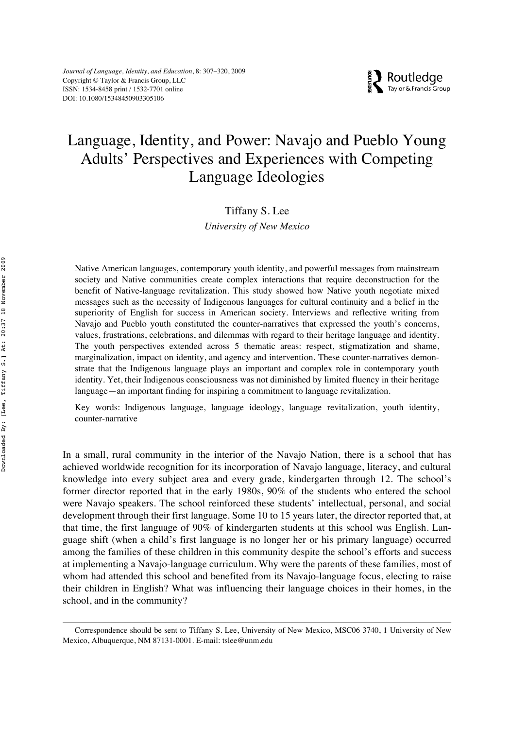# Language, Identity, and Power: Navajo and Pueblo Young Adults' Perspectives and Experiences with Competing Language Ideologies

Tiffany S. Lee

*University of New Mexico*

Native American languages, contemporary youth identity, and powerful messages from mainstream society and Native communities create complex interactions that require deconstruction for the benefit of Native-language revitalization. This study showed how Native youth negotiate mixed messages such as the necessity of Indigenous languages for cultural continuity and a belief in the superiority of English for success in American society. Interviews and reflective writing from Navajo and Pueblo youth constituted the counter-narratives that expressed the youth's concerns, values, frustrations, celebrations, and dilemmas with regard to their heritage language and identity. The youth perspectives extended across 5 thematic areas: respect, stigmatization and shame, marginalization, impact on identity, and agency and intervention. These counter-narratives demonstrate that the Indigenous language plays an important and complex role in contemporary youth identity. Yet, their Indigenous consciousness was not diminished by limited fluency in their heritage language—an important finding for inspiring a commitment to language revitalization.

Key words: Indigenous language, language ideology, language revitalization, youth identity, counter-narrative

In a small, rural community in the interior of the Navajo Nation, there is a school that has achieved worldwide recognition for its incorporation of Navajo language, literacy, and cultural knowledge into every subject area and every grade, kindergarten through 12. The school's former director reported that in the early 1980s, 90% of the students who entered the school were Navajo speakers. The school reinforced these students' intellectual, personal, and social development through their first language. Some 10 to 15 years later, the director reported that, at that time, the first language of 90% of kindergarten students at this school was English. Language shift (when a child's first language is no longer her or his primary language) occurred among the families of these children in this community despite the school's efforts and success at implementing a Navajo-language curriculum. Why were the parents of these families, most of whom had attended this school and benefited from its Navajo-language focus, electing to raise their children in English? What was influencing their language choices in their homes, in the school, and in the community?

Correspondence should be sent to Tiffany S. Lee, University of New Mexico, MSC06 3740, 1 University of New Mexico, Albuquerque, NM 87131-0001. E-mail: tslee@unm.edu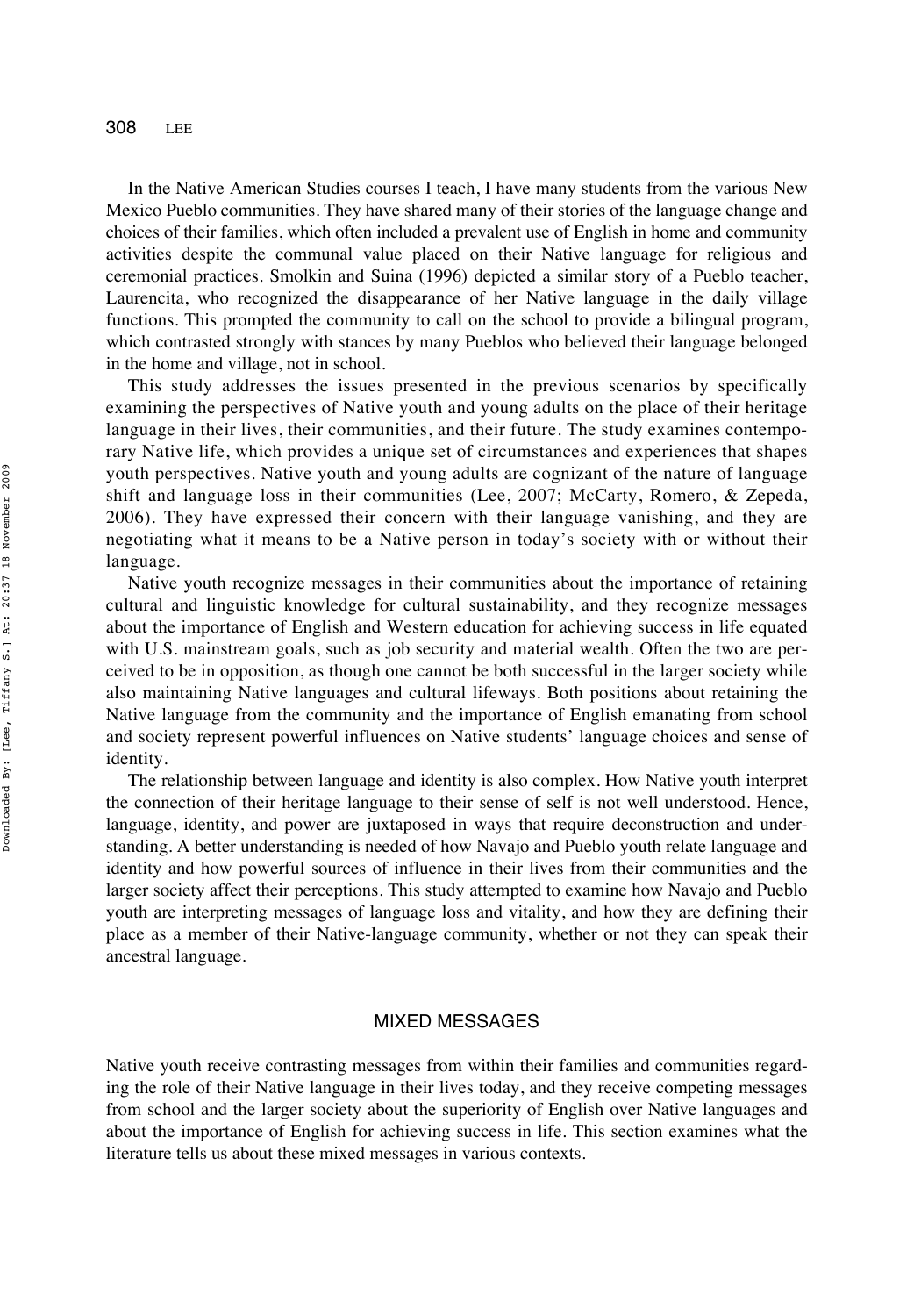In the Native American Studies courses I teach, I have many students from the various New Mexico Pueblo communities. They have shared many of their stories of the language change and choices of their families, which often included a prevalent use of English in home and community activities despite the communal value placed on their Native language for religious and ceremonial practices. Smolkin and Suina (1996) depicted a similar story of a Pueblo teacher, Laurencita, who recognized the disappearance of her Native language in the daily village functions. This prompted the community to call on the school to provide a bilingual program, which contrasted strongly with stances by many Pueblos who believed their language belonged in the home and village, not in school.

This study addresses the issues presented in the previous scenarios by specifically examining the perspectives of Native youth and young adults on the place of their heritage language in their lives, their communities, and their future. The study examines contemporary Native life, which provides a unique set of circumstances and experiences that shapes youth perspectives. Native youth and young adults are cognizant of the nature of language shift and language loss in their communities (Lee, 2007; McCarty, Romero, & Zepeda, 2006). They have expressed their concern with their language vanishing, and they are negotiating what it means to be a Native person in today's society with or without their language.

Native youth recognize messages in their communities about the importance of retaining cultural and linguistic knowledge for cultural sustainability, and they recognize messages about the importance of English and Western education for achieving success in life equated with U.S. mainstream goals, such as job security and material wealth. Often the two are perceived to be in opposition, as though one cannot be both successful in the larger society while also maintaining Native languages and cultural lifeways. Both positions about retaining the Native language from the community and the importance of English emanating from school and society represent powerful influences on Native students' language choices and sense of identity.

The relationship between language and identity is also complex. How Native youth interpret the connection of their heritage language to their sense of self is not well understood. Hence, language, identity, and power are juxtaposed in ways that require deconstruction and understanding. A better understanding is needed of how Navajo and Pueblo youth relate language and identity and how powerful sources of influence in their lives from their communities and the larger society affect their perceptions. This study attempted to examine how Navajo and Pueblo youth are interpreting messages of language loss and vitality, and how they are defining their place as a member of their Native-language community, whether or not they can speak their ancestral language.

## MIXED MESSAGES

Native youth receive contrasting messages from within their families and communities regarding the role of their Native language in their lives today, and they receive competing messages from school and the larger society about the superiority of English over Native languages and about the importance of English for achieving success in life. This section examines what the literature tells us about these mixed messages in various contexts.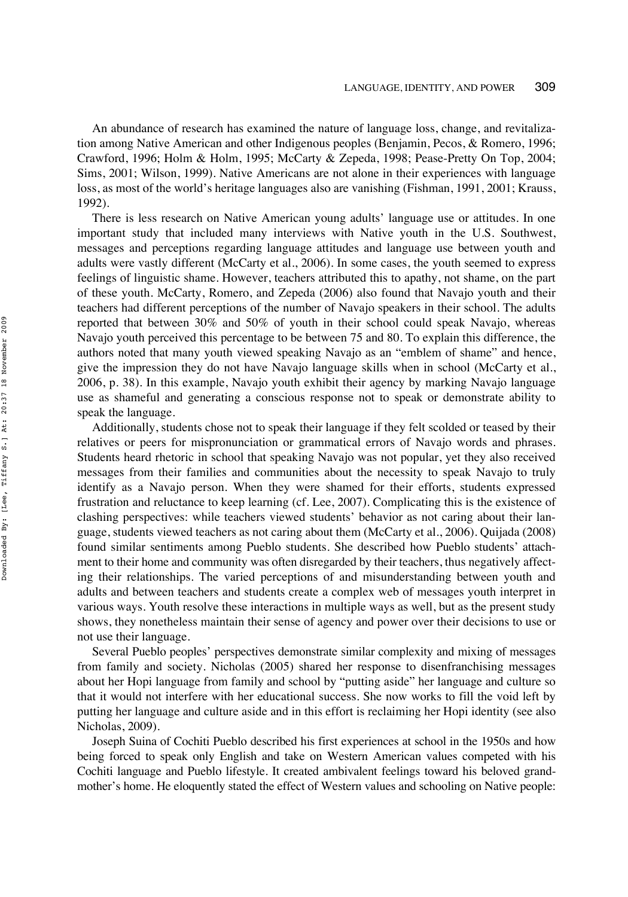An abundance of research has examined the nature of language loss, change, and revitalization among Native American and other Indigenous peoples (Benjamin, Pecos, & Romero, 1996; Crawford, 1996; Holm & Holm, 1995; McCarty & Zepeda, 1998; Pease-Pretty On Top, 2004; Sims, 2001; Wilson, 1999). Native Americans are not alone in their experiences with language loss, as most of the world's heritage languages also are vanishing (Fishman, 1991, 2001; Krauss, 1992).

There is less research on Native American young adults' language use or attitudes. In one important study that included many interviews with Native youth in the U.S. Southwest, messages and perceptions regarding language attitudes and language use between youth and adults were vastly different (McCarty et al., 2006). In some cases, the youth seemed to express feelings of linguistic shame. However, teachers attributed this to apathy, not shame, on the part of these youth. McCarty, Romero, and Zepeda (2006) also found that Navajo youth and their teachers had different perceptions of the number of Navajo speakers in their school. The adults reported that between 30% and 50% of youth in their school could speak Navajo, whereas Navajo youth perceived this percentage to be between 75 and 80. To explain this difference, the authors noted that many youth viewed speaking Navajo as an "emblem of shame" and hence, give the impression they do not have Navajo language skills when in school (McCarty et al., 2006, p. 38). In this example, Navajo youth exhibit their agency by marking Navajo language use as shameful and generating a conscious response not to speak or demonstrate ability to speak the language.

Additionally, students chose not to speak their language if they felt scolded or teased by their relatives or peers for mispronunciation or grammatical errors of Navajo words and phrases. Students heard rhetoric in school that speaking Navajo was not popular, yet they also received messages from their families and communities about the necessity to speak Navajo to truly identify as a Navajo person. When they were shamed for their efforts, students expressed frustration and reluctance to keep learning (cf. Lee, 2007). Complicating this is the existence of clashing perspectives: while teachers viewed students' behavior as not caring about their language, students viewed teachers as not caring about them (McCarty et al., 2006). Quijada (2008) found similar sentiments among Pueblo students. She described how Pueblo students' attachment to their home and community was often disregarded by their teachers, thus negatively affecting their relationships. The varied perceptions of and misunderstanding between youth and adults and between teachers and students create a complex web of messages youth interpret in various ways. Youth resolve these interactions in multiple ways as well, but as the present study shows, they nonetheless maintain their sense of agency and power over their decisions to use or not use their language.

Several Pueblo peoples' perspectives demonstrate similar complexity and mixing of messages from family and society. Nicholas (2005) shared her response to disenfranchising messages about her Hopi language from family and school by "putting aside" her language and culture so that it would not interfere with her educational success. She now works to fill the void left by putting her language and culture aside and in this effort is reclaiming her Hopi identity (see also Nicholas, 2009).

Joseph Suina of Cochiti Pueblo described his first experiences at school in the 1950s and how being forced to speak only English and take on Western American values competed with his Cochiti language and Pueblo lifestyle. It created ambivalent feelings toward his beloved grandmother's home. He eloquently stated the effect of Western values and schooling on Native people: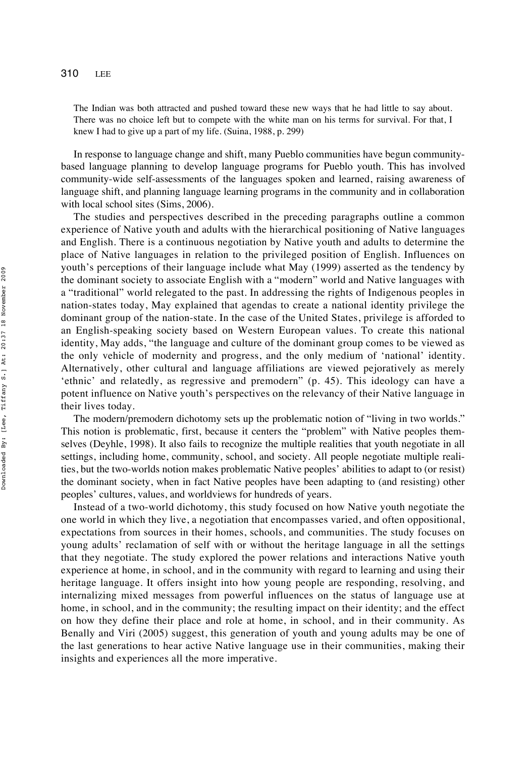> The Indian was both attracted and pushed toward these new ways that he had little to say about. There was no choice left but to compete with the white man on his terms for survival. For that, I knew I had to give up a part of my life. (Suina, 1988, p. 299)

In response to language change and shift, many Pueblo communities have begun community-based language planning to develop language programs for Pueblo youth. This has involved community-wide self-assessments of the languages spoken and learned, raising awareness of language shift, and planning language learning programs in the community and in collaboration with local school sites (Sims, 2006).

The studies and perspectives described in the preceding paragraphs outline a common experience of Native youth and adults with the hierarchical positioning of Native languages and English. There is a continuous negotiation by Native youth and adults to determine the place of Native languages in relation to the privileged position of English. Influences on youth's perceptions of their language include what May (1999) asserted as the tendency by the dominant society to associate English with a "modern" world and Native languages with a "traditional" world relegated to the past. In addressing the rights of Indigenous peoples in nation-states today, May explained that agendas to create a national identity privilege the dominant group of the nation-state. In the case of the United States, privilege is afforded to an English-speaking society based on Western European values. To create this national identity, May adds, "the language and culture of the dominant group comes to be viewed as the only vehicle of modernity and progress, and the only medium of 'national' identity. Alternatively, other cultural and language affiliations are viewed pejoratively as merely 'ethnic' and relatedly, as regressive and premodern" (p. 45). This ideology can have a potent influence on Native youth's perspectives on the relevancy of their Native language in their lives today.

The modern/premodern dichotomy sets up the problematic notion of "living in two worlds." This notion is problematic, first, because it centers the "problem" with Native peoples themselves (Deyhle, 1998). It also fails to recognize the multiple realities that youth negotiate in all settings, including home, community, school, and society. All people negotiate multiple realities, but the two-worlds notion makes problematic Native peoples' abilities to adapt to (or resist) the dominant society, when in fact Native peoples have been adapting to (and resisting) other peoples' cultures, values, and worldviews for hundreds of years.

Instead of a two-world dichotomy, this study focused on how Native youth negotiate the one world in which they live, a negotiation that encompasses varied, and often oppositional, expectations from sources in their homes, schools, and communities. The study focuses on young adults' reclamation of self with or without the heritage language in all the settings that they negotiate. The study explored the power relations and interactions Native youth experience at home, in school, and in the community with regard to learning and using their heritage language. It offers insight into how young people are responding, resolving, and internalizing mixed messages from powerful influences on the status of language use at home, in school, and in the community; the resulting impact on their identity; and the effect on how they define their place and role at home, in school, and in their community. As Benally and Viri (2005) suggest, this generation of youth and young adults may be one of the last generations to hear active Native language use in their communities, making their insights and experiences all the more imperative.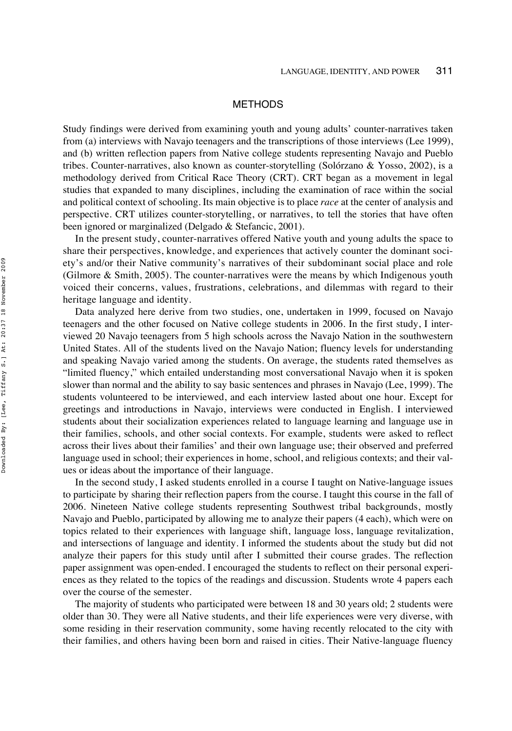## METHODS

Study findings were derived from examining youth and young adults' counter-narratives taken from (a) interviews with Navajo teenagers and the transcriptions of those interviews (Lee 1999), and (b) written reflection papers from Native college students representing Navajo and Pueblo tribes. Counter-narratives, also known as counter-storytelling (Solórzano & Yosso, 2002), is a methodology derived from Critical Race Theory (CRT). CRT began as a movement in legal studies that expanded to many disciplines, including the examination of race within the social and political context of schooling. Its main objective is to place *race* at the center of analysis and perspective. CRT utilizes counter-storytelling, or narratives, to tell the stories that have often been ignored or marginalized (Delgado & Stefancic, 2001).

In the present study, counter-narratives offered Native youth and young adults the space to share their perspectives, knowledge, and experiences that actively counter the dominant society's and/or their Native community's narratives of their subdominant social place and role (Gilmore & Smith, 2005). The counter-narratives were the means by which Indigenous youth voiced their concerns, values, frustrations, celebrations, and dilemmas with regard to their heritage language and identity.

Data analyzed here derive from two studies, one, undertaken in 1999, focused on Navajo teenagers and the other focused on Native college students in 2006. In the first study, I interviewed 20 Navajo teenagers from 5 high schools across the Navajo Nation in the southwestern United States. All of the students lived on the Navajo Nation; fluency levels for understanding and speaking Navajo varied among the students. On average, the students rated themselves as "limited fluency," which entailed understanding most conversational Navajo when it is spoken slower than normal and the ability to say basic sentences and phrases in Navajo (Lee, 1999). The students volunteered to be interviewed, and each interview lasted about one hour. Except for greetings and introductions in Navajo, interviews were conducted in English. I interviewed students about their socialization experiences related to language learning and language use in their families, schools, and other social contexts. For example, students were asked to reflect across their lives about their families' and their own language use; their observed and preferred language used in school; their experiences in home, school, and religious contexts; and their values or ideas about the importance of their language.

In the second study, I asked students enrolled in a course I taught on Native-language issues to participate by sharing their reflection papers from the course. I taught this course in the fall of 2006. Nineteen Native college students representing Southwest tribal backgrounds, mostly Navajo and Pueblo, participated by allowing me to analyze their papers (4 each), which were on topics related to their experiences with language shift, language loss, language revitalization, and intersections of language and identity. I informed the students about the study but did not analyze their papers for this study until after I submitted their course grades. The reflection paper assignment was open-ended. I encouraged the students to reflect on their personal experiences as they related to the topics of the readings and discussion. Students wrote 4 papers each over the course of the semester.

The majority of students who participated were between 18 and 30 years old; 2 students were older than 30. They were all Native students, and their life experiences were very diverse, with some residing in their reservation community, some having recently relocated to the city with their families, and others having been born and raised in cities. Their Native-language fluency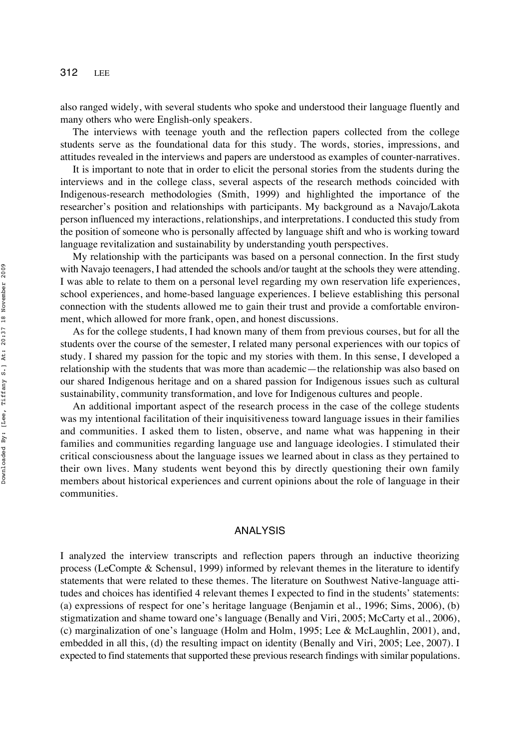also ranged widely, with several students who spoke and understood their language fluently and many others who were English-only speakers.

The interviews with teenage youth and the reflection papers collected from the college students serve as the foundational data for this study. The words, stories, impressions, and attitudes revealed in the interviews and papers are understood as examples of counter-narratives.

It is important to note that in order to elicit the personal stories from the students during the interviews and in the college class, several aspects of the research methods coincided with Indigenous-research methodologies (Smith, 1999) and highlighted the importance of the researcher's position and relationships with participants. My background as a Navajo/Lakota person influenced my interactions, relationships, and interpretations. I conducted this study from the position of someone who is personally affected by language shift and who is working toward language revitalization and sustainability by understanding youth perspectives.

My relationship with the participants was based on a personal connection. In the first study with Navajo teenagers, I had attended the schools and/or taught at the schools they were attending. I was able to relate to them on a personal level regarding my own reservation life experiences, school experiences, and home-based language experiences. I believe establishing this personal connection with the students allowed me to gain their trust and provide a comfortable environment, which allowed for more frank, open, and honest discussions.

As for the college students, I had known many of them from previous courses, but for all the students over the course of the semester, I related many personal experiences with our topics of study. I shared my passion for the topic and my stories with them. In this sense, I developed a relationship with the students that was more than academic—the relationship was also based on our shared Indigenous heritage and on a shared passion for Indigenous issues such as cultural sustainability, community transformation, and love for Indigenous cultures and people.

An additional important aspect of the research process in the case of the college students was my intentional facilitation of their inquisitiveness toward language issues in their families and communities. I asked them to listen, observe, and name what was happening in their families and communities regarding language use and language ideologies. I stimulated their critical consciousness about the language issues we learned about in class as they pertained to their own lives. Many students went beyond this by directly questioning their own family members about historical experiences and current opinions about the role of language in their communities.

## ANALYSIS

I analyzed the interview transcripts and reflection papers through an inductive theorizing process (LeCompte & Schensul, 1999) informed by relevant themes in the literature to identify statements that were related to these themes. The literature on Southwest Native-language attitudes and choices has identified 4 relevant themes I expected to find in the students' statements: (a) expressions of respect for one's heritage language (Benjamin et al., 1996; Sims, 2006), (b) stigmatization and shame toward one's language (Benally and Viri, 2005; McCarty et al., 2006), (c) marginalization of one's language (Holm and Holm, 1995; Lee & McLaughlin, 2001), and, embedded in all this, (d) the resulting impact on identity (Benally and Viri, 2005; Lee, 2007). I expected to find statements that supported these previous research findings with similar populations.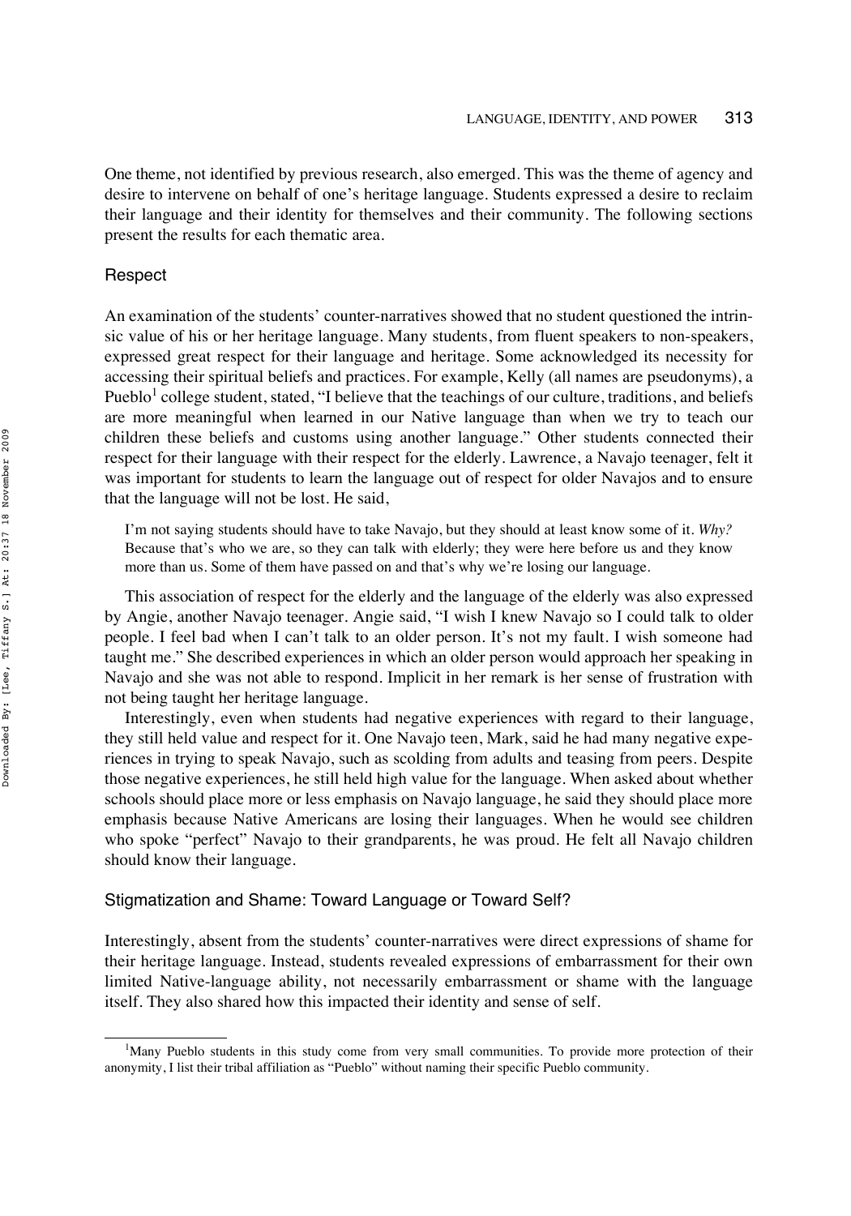One theme, not identified by previous research, also emerged. This was the theme of agency and desire to intervene on behalf of one's heritage language. Students expressed a desire to reclaim their language and their identity for themselves and their community. The following sections present the results for each thematic area.

### Respect

An examination of the students' counter-narratives showed that no student questioned the intrinsic value of his or her heritage language. Many students, from fluent speakers to non-speakers, expressed great respect for their language and heritage. Some acknowledged its necessity for accessing their spiritual beliefs and practices. For example, Kelly (all names are pseudonyms), a Pueblo[1] college student, stated, "I believe that the teachings of our culture, traditions, and beliefs are more meaningful when learned in our Native language than when we try to teach our children these beliefs and customs using another language." Other students connected their respect for their language with their respect for the elderly. Lawrence, a Navajo teenager, felt it was important for students to learn the language out of respect for older Navajos and to ensure that the language will not be lost. He said,

> I'm not saying students should have to take Navajo, but they should at least know some of it. *Why?* Because that's who we are, so they can talk with elderly; they were here before us and they know more than us. Some of them have passed on and that's why we're losing our language.

This association of respect for the elderly and the language of the elderly was also expressed by Angie, another Navajo teenager. Angie said, "I wish I knew Navajo so I could talk to older people. I feel bad when I can't talk to an older person. It's not my fault. I wish someone had taught me." She described experiences in which an older person would approach her speaking in Navajo and she was not able to respond. Implicit in her remark is her sense of frustration with not being taught her heritage language.

Interestingly, even when students had negative experiences with regard to their language, they still held value and respect for it. One Navajo teen, Mark, said he had many negative experiences in trying to speak Navajo, such as scolding from adults and teasing from peers. Despite those negative experiences, he still held high value for the language. When asked about whether schools should place more or less emphasis on Navajo language, he said they should place more emphasis because Native Americans are losing their languages. When he would see children who spoke "perfect" Navajo to their grandparents, he was proud. He felt all Navajo children should know their language.

### Stigmatization and Shame: Toward Language or Toward Self?

Interestingly, absent from the students' counter-narratives were direct expressions of shame for their heritage language. Instead, students revealed expressions of embarrassment for their own limited Native-language ability, not necessarily embarrassment or shame with the language itself. They also shared how this impacted their identity and sense of self.

---

[1] Many Pueblo students in this study come from very small communities. To provide more protection of their anonymity, I list their tribal affiliation as "Pueblo" without naming their specific Pueblo community.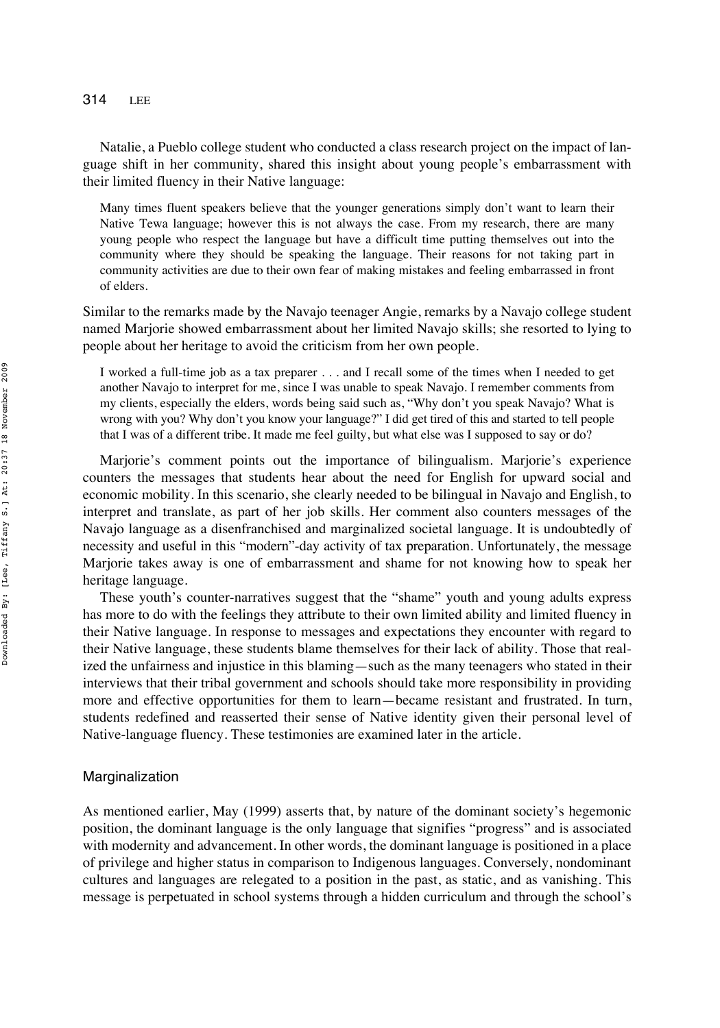Natalie, a Pueblo college student who conducted a class research project on the impact of language shift in her community, shared this insight about young people's embarrassment with their limited fluency in their Native language:

> Many times fluent speakers believe that the younger generations simply don't want to learn their Native Tewa language; however this is not always the case. From my research, there are many young people who respect the language but have a difficult time putting themselves out into the community where they should be speaking the language. Their reasons for not taking part in community activities are due to their own fear of making mistakes and feeling embarrassed in front of elders.

Similar to the remarks made by the Navajo teenager Angie, remarks by a Navajo college student named Marjorie showed embarrassment about her limited Navajo skills; she resorted to lying to people about her heritage to avoid the criticism from her own people.

> I worked a full-time job as a tax preparer . . . and I recall some of the times when I needed to get another Navajo to interpret for me, since I was unable to speak Navajo. I remember comments from my clients, especially the elders, words being said such as, "Why don't you speak Navajo? What is wrong with you? Why don't you know your language?" I did get tired of this and started to tell people that I was of a different tribe. It made me feel guilty, but what else was I supposed to say or do?

Marjorie's comment points out the importance of bilingualism. Marjorie's experience counters the messages that students hear about the need for English for upward social and economic mobility. In this scenario, she clearly needed to be bilingual in Navajo and English, to interpret and translate, as part of her job skills. Her comment also counters messages of the Navajo language as a disenfranchised and marginalized societal language. It is undoubtedly of necessity and useful in this "modern"-day activity of tax preparation. Unfortunately, the message Marjorie takes away is one of embarrassment and shame for not knowing how to speak her heritage language.

These youth's counter-narratives suggest that the "shame" youth and young adults express has more to do with the feelings they attribute to their own limited ability and limited fluency in their Native language. In response to messages and expectations they encounter with regard to their Native language, these students blame themselves for their lack of ability. Those that realized the unfairness and injustice in this blaming—such as the many teenagers who stated in their interviews that their tribal government and schools should take more responsibility in providing more and effective opportunities for them to learn—became resistant and frustrated. In turn, students redefined and reasserted their sense of Native identity given their personal level of Native-language fluency. These testimonies are examined later in the article.

### Marginalization

As mentioned earlier, May (1999) asserts that, by nature of the dominant society's hegemonic position, the dominant language is the only language that signifies "progress" and is associated with modernity and advancement. In other words, the dominant language is positioned in a place of privilege and higher status in comparison to Indigenous languages. Conversely, nondominant cultures and languages are relegated to a position in the past, as static, and as vanishing. This message is perpetuated in school systems through a hidden curriculum and through the school's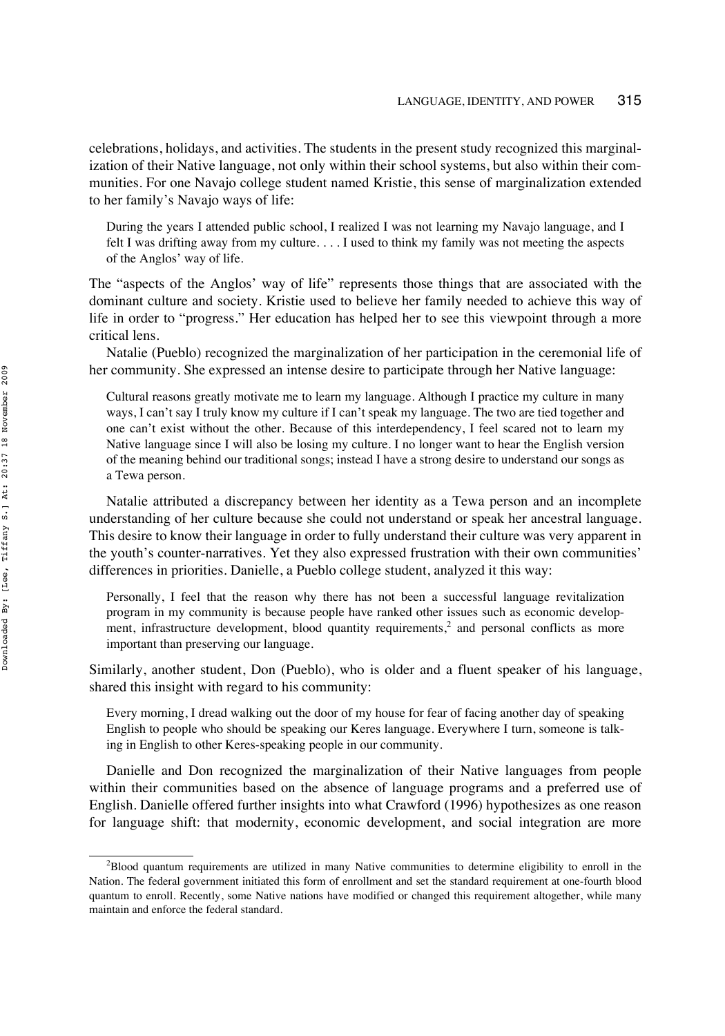celebrations, holidays, and activities. The students in the present study recognized this marginalization of their Native language, not only within their school systems, but also within their communities. For one Navajo college student named Kristie, this sense of marginalization extended to her family's Navajo ways of life:

> During the years I attended public school, I realized I was not learning my Navajo language, and I felt I was drifting away from my culture. . . . I used to think my family was not meeting the aspects of the Anglos' way of life.

The "aspects of the Anglos' way of life" represents those things that are associated with the dominant culture and society. Kristie used to believe her family needed to achieve this way of life in order to "progress." Her education has helped her to see this viewpoint through a more critical lens.

Natalie (Pueblo) recognized the marginalization of her participation in the ceremonial life of her community. She expressed an intense desire to participate through her Native language:

> Cultural reasons greatly motivate me to learn my language. Although I practice my culture in many ways, I can't say I truly know my culture if I can't speak my language. The two are tied together and one can't exist without the other. Because of this interdependency, I feel scared not to learn my Native language since I will also be losing my culture. I no longer want to hear the English version of the meaning behind our traditional songs; instead I have a strong desire to understand our songs as a Tewa person.

Natalie attributed a discrepancy between her identity as a Tewa person and an incomplete understanding of her culture because she could not understand or speak her ancestral language. This desire to know their language in order to fully understand their culture was very apparent in the youth's counter-narratives. Yet they also expressed frustration with their own communities' differences in priorities. Danielle, a Pueblo college student, analyzed it this way:

> Personally, I feel that the reason why there has not been a successful language revitalization program in my community is because people have ranked other issues such as economic development, infrastructure development, blood quantity requirements,[2] and personal conflicts as more important than preserving our language.

Similarly, another student, Don (Pueblo), who is older and a fluent speaker of his language, shared this insight with regard to his community:

> Every morning, I dread walking out the door of my house for fear of facing another day of speaking English to people who should be speaking our Keres language. Everywhere I turn, someone is talking in English to other Keres-speaking people in our community.

Danielle and Don recognized the marginalization of their Native languages from people within their communities based on the absence of language programs and a preferred use of English. Danielle offered further insights into what Crawford (1996) hypothesizes as one reason for language shift: that modernity, economic development, and social integration are more

[2]Blood quantum requirements are utilized in many Native communities to determine eligibility to enroll in the Nation. The federal government initiated this form of enrollment and set the standard requirement at one-fourth blood quantum to enroll. Recently, some Native nations have modified or changed this requirement altogether, while many maintain and enforce the federal standard.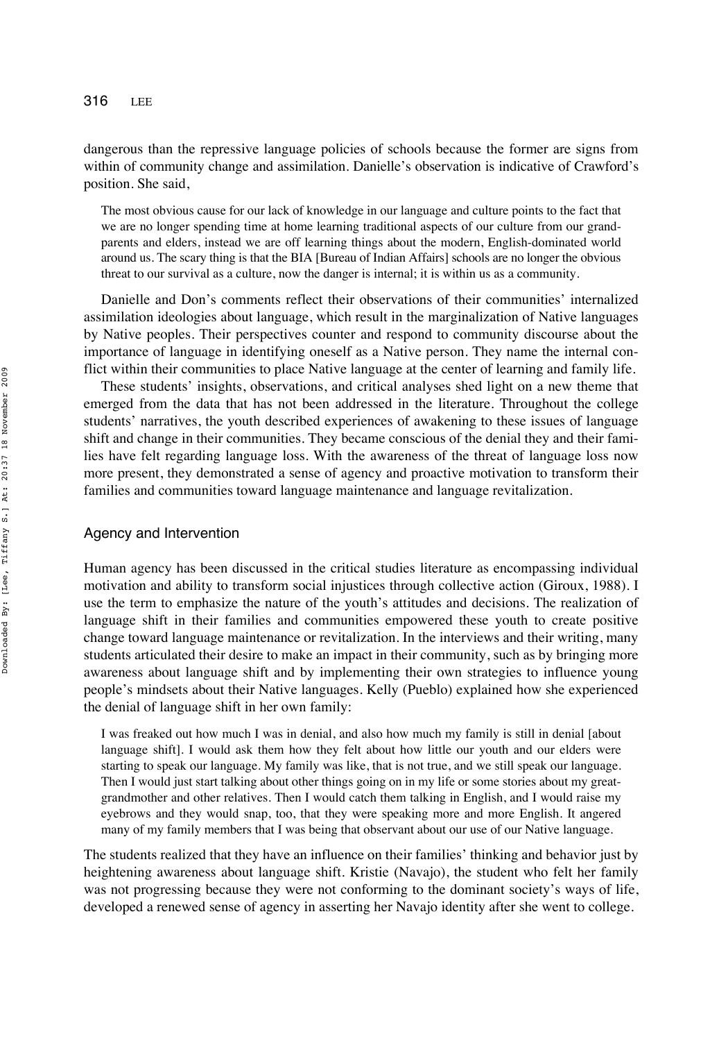dangerous than the repressive language policies of schools because the former are signs from within of community change and assimilation. Danielle's observation is indicative of Crawford's position. She said,

> The most obvious cause for our lack of knowledge in our language and culture points to the fact that we are no longer spending time at home learning traditional aspects of our culture from our grandparents and elders, instead we are off learning things about the modern, English-dominated world around us. The scary thing is that the BIA [Bureau of Indian Affairs] schools are no longer the obvious threat to our survival as a culture, now the danger is internal; it is within us as a community.

Danielle and Don's comments reflect their observations of their communities' internalized assimilation ideologies about language, which result in the marginalization of Native languages by Native peoples. Their perspectives counter and respond to community discourse about the importance of language in identifying oneself as a Native person. They name the internal conflict within their communities to place Native language at the center of learning and family life.

These students' insights, observations, and critical analyses shed light on a new theme that emerged from the data that has not been addressed in the literature. Throughout the college students' narratives, the youth described experiences of awakening to these issues of language shift and change in their communities. They became conscious of the denial they and their families have felt regarding language loss. With the awareness of the threat of language loss now more present, they demonstrated a sense of agency and proactive motivation to transform their families and communities toward language maintenance and language revitalization.

## Agency and Intervention

Human agency has been discussed in the critical studies literature as encompassing individual motivation and ability to transform social injustices through collective action (Giroux, 1988). I use the term to emphasize the nature of the youth's attitudes and decisions. The realization of language shift in their families and communities empowered these youth to create positive change toward language maintenance or revitalization. In the interviews and their writing, many students articulated their desire to make an impact in their community, such as by bringing more awareness about language shift and by implementing their own strategies to influence young people's mindsets about their Native languages. Kelly (Pueblo) explained how she experienced the denial of language shift in her own family:

> I was freaked out how much I was in denial, and also how much my family is still in denial [about language shift]. I would ask them how they felt about how little our youth and our elders were starting to speak our language. My family was like, that is not true, and we still speak our language. Then I would just start talking about other things going on in my life or some stories about my great-grandmother and other relatives. Then I would catch them talking in English, and I would raise my eyebrows and they would snap, too, that they were speaking more and more English. It angered many of my family members that I was being that observant about our use of our Native language.

The students realized that they have an influence on their families' thinking and behavior just by heightening awareness about language shift. Kristie (Navajo), the student who felt her family was not progressing because they were not conforming to the dominant society's ways of life, developed a renewed sense of agency in asserting her Navajo identity after she went to college.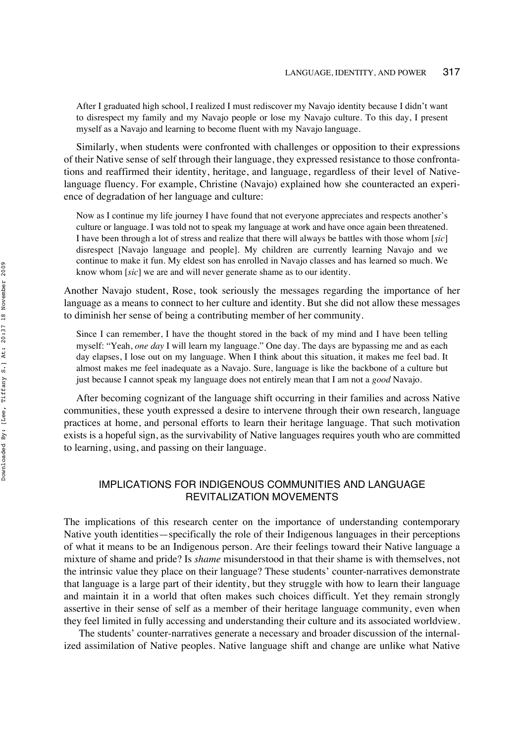> After I graduated high school, I realized I must rediscover my Navajo identity because I didn't want to disrespect my family and my Navajo people or lose my Navajo culture. To this day, I present myself as a Navajo and learning to become fluent with my Navajo language.

Similarly, when students were confronted with challenges or opposition to their expressions of their Native sense of self through their language, they expressed resistance to those confrontations and reaffirmed their identity, heritage, and language, regardless of their level of Native-language fluency. For example, Christine (Navajo) explained how she counteracted an experience of degradation of her language and culture:

> Now as I continue my life journey I have found that not everyone appreciates and respects another's culture or language. I was told not to speak my language at work and have once again been threatened. I have been through a lot of stress and realize that there will always be battles with those whom [*sic*] disrespect [Navajo language and people]. My children are currently learning Navajo and we continue to make it fun. My eldest son has enrolled in Navajo classes and has learned so much. We know whom [*sic*] we are and will never generate shame as to our identity.

Another Navajo student, Rose, took seriously the messages regarding the importance of her language as a means to connect to her culture and identity. But she did not allow these messages to diminish her sense of being a contributing member of her community.

> Since I can remember, I have the thought stored in the back of my mind and I have been telling myself: "Yeah, *one day* I will learn my language." One day. The days are bypassing me and as each day elapses, I lose out on my language. When I think about this situation, it makes me feel bad. It almost makes me feel inadequate as a Navajo. Sure, language is like the backbone of a culture but just because I cannot speak my language does not entirely mean that I am not a *good* Navajo.

After becoming cognizant of the language shift occurring in their families and across Native communities, these youth expressed a desire to intervene through their own research, language practices at home, and personal efforts to learn their heritage language. That such motivation exists is a hopeful sign, as the survivability of Native languages requires youth who are committed to learning, using, and passing on their language.

## IMPLICATIONS FOR INDIGENOUS COMMUNITIES AND LANGUAGE REVITALIZATION MOVEMENTS

The implications of this research center on the importance of understanding contemporary Native youth identities—specifically the role of their Indigenous languages in their perceptions of what it means to be an Indigenous person. Are their feelings toward their Native language a mixture of shame and pride? Is *shame* misunderstood in that their shame is with themselves, not the intrinsic value they place on their language? These students' counter-narratives demonstrate that language is a large part of their identity, but they struggle with how to learn their language and maintain it in a world that often makes such choices difficult. Yet they remain strongly assertive in their sense of self as a member of their heritage language community, even when they feel limited in fully accessing and understanding their culture and its associated worldview.

The students' counter-narratives generate a necessary and broader discussion of the internalized assimilation of Native peoples. Native language shift and change are unlike what Native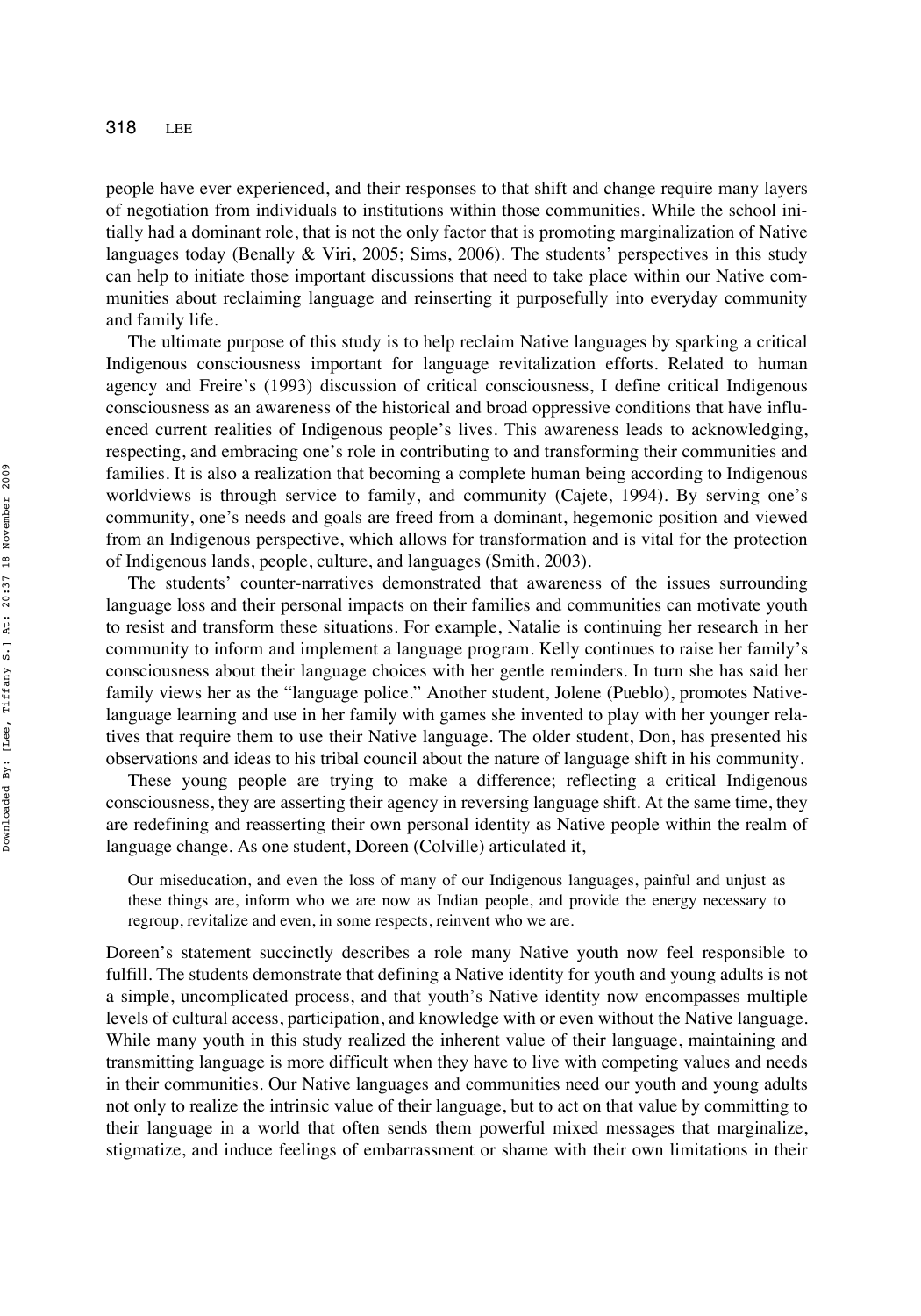people have ever experienced, and their responses to that shift and change require many layers of negotiation from individuals to institutions within those communities. While the school initially had a dominant role, that is not the only factor that is promoting marginalization of Native languages today (Benally & Viri, 2005; Sims, 2006). The students' perspectives in this study can help to initiate those important discussions that need to take place within our Native communities about reclaiming language and reinserting it purposefully into everyday community and family life.

The ultimate purpose of this study is to help reclaim Native languages by sparking a critical Indigenous consciousness important for language revitalization efforts. Related to human agency and Freire's (1993) discussion of critical consciousness, I define critical Indigenous consciousness as an awareness of the historical and broad oppressive conditions that have influenced current realities of Indigenous people's lives. This awareness leads to acknowledging, respecting, and embracing one's role in contributing to and transforming their communities and families. It is also a realization that becoming a complete human being according to Indigenous worldviews is through service to family, and community (Cajete, 1994). By serving one's community, one's needs and goals are freed from a dominant, hegemonic position and viewed from an Indigenous perspective, which allows for transformation and is vital for the protection of Indigenous lands, people, culture, and languages (Smith, 2003).

The students' counter-narratives demonstrated that awareness of the issues surrounding language loss and their personal impacts on their families and communities can motivate youth to resist and transform these situations. For example, Natalie is continuing her research in her community to inform and implement a language program. Kelly continues to raise her family's consciousness about their language choices with her gentle reminders. In turn she has said her family views her as the "language police." Another student, Jolene (Pueblo), promotes Native-language learning and use in her family with games she invented to play with her younger relatives that require them to use their Native language. The older student, Don, has presented his observations and ideas to his tribal council about the nature of language shift in his community.

These young people are trying to make a difference; reflecting a critical Indigenous consciousness, they are asserting their agency in reversing language shift. At the same time, they are redefining and reasserting their own personal identity as Native people within the realm of language change. As one student, Doreen (Colville) articulated it,

> Our miseducation, and even the loss of many of our Indigenous languages, painful and unjust as these things are, inform who we are now as Indian people, and provide the energy necessary to regroup, revitalize and even, in some respects, reinvent who we are.

Doreen's statement succinctly describes a role many Native youth now feel responsible to fulfill. The students demonstrate that defining a Native identity for youth and young adults is not a simple, uncomplicated process, and that youth's Native identity now encompasses multiple levels of cultural access, participation, and knowledge with or even without the Native language. While many youth in this study realized the inherent value of their language, maintaining and transmitting language is more difficult when they have to live with competing values and needs in their communities. Our Native languages and communities need our youth and young adults not only to realize the intrinsic value of their language, but to act on that value by committing to their language in a world that often sends them powerful mixed messages that marginalize, stigmatize, and induce feelings of embarrassment or shame with their own limitations in their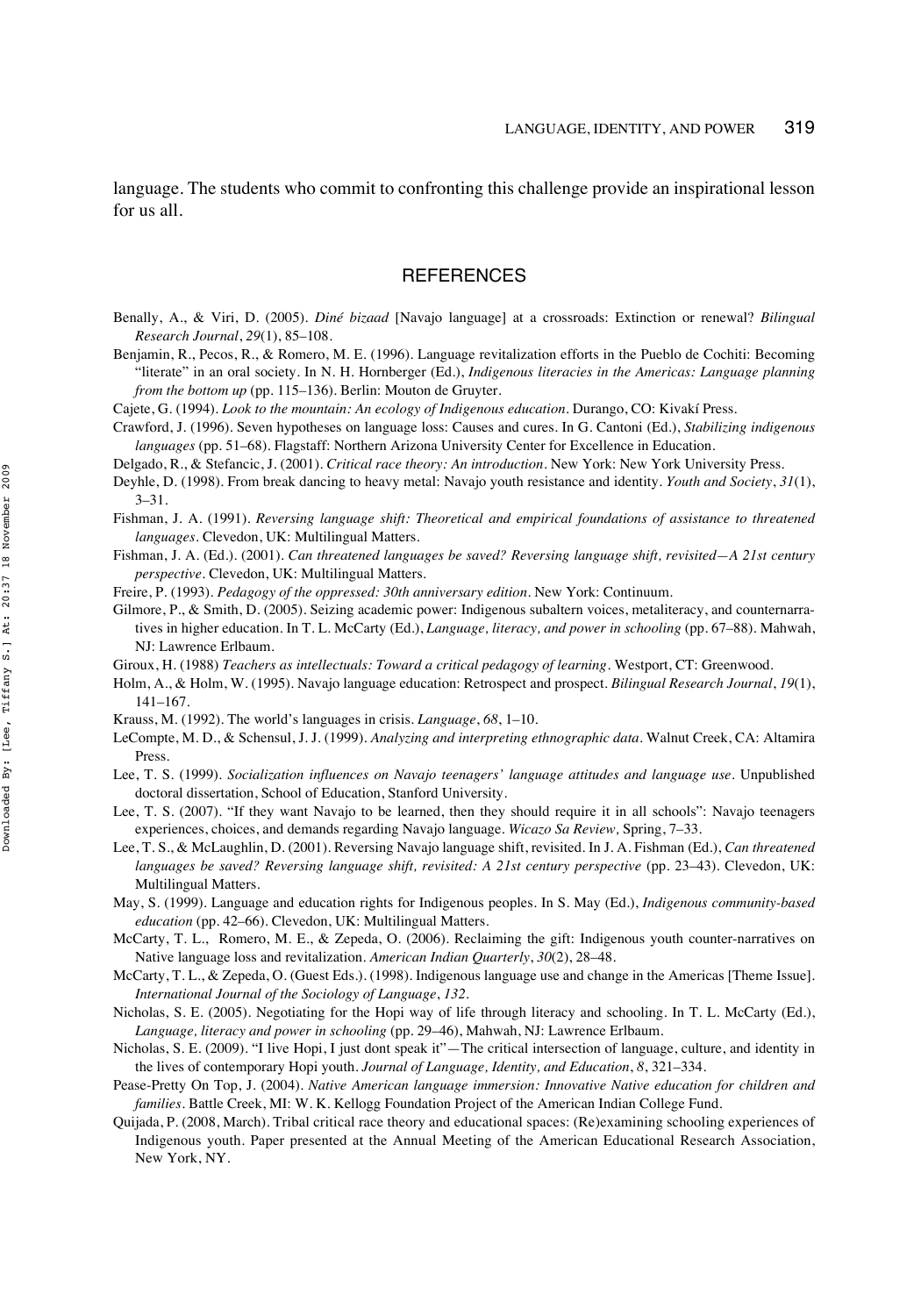language. The students who commit to confronting this challenge provide an inspirational lesson for us all.

## REFERENCES

Benally, A., & Viri, D. (2005). *Diné bizaad* [Navajo language] at a crossroads: Extinction or renewal? *Bilingual Research Journal*, *29*(1), 85–108.

Benjamin, R., Pecos, R., & Romero, M. E. (1996). Language revitalization efforts in the Pueblo de Cochiti: Becoming "literate" in an oral society. In N. H. Hornberger (Ed.), *Indigenous literacies in the Americas: Language planning from the bottom up* (pp. 115–136). Berlin: Mouton de Gruyter.

Cajete, G. (1994). *Look to the mountain: An ecology of Indigenous education*. Durango, CO: Kivakí Press.

Crawford, J. (1996). Seven hypotheses on language loss: Causes and cures. In G. Cantoni (Ed.), *Stabilizing indigenous languages* (pp. 51–68). Flagstaff: Northern Arizona University Center for Excellence in Education.

Delgado, R., & Stefancic, J. (2001). *Critical race theory: An introduction*. New York: New York University Press.

Deyhle, D. (1998). From break dancing to heavy metal: Navajo youth resistance and identity. *Youth and Society*, *31*(1), 3–31.

Fishman, J. A. (1991). *Reversing language shift: Theoretical and empirical foundations of assistance to threatened languages*. Clevedon, UK: Multilingual Matters.

Fishman, J. A. (Ed.). (2001). *Can threatened languages be saved? Reversing language shift, revisited—A 21st century perspective*. Clevedon, UK: Multilingual Matters.

Freire, P. (1993). *Pedagogy of the oppressed: 30th anniversary edition*. New York: Continuum.

Gilmore, P., & Smith, D. (2005). Seizing academic power: Indigenous subaltern voices, metaliteracy, and counternarratives in higher education. In T. L. McCarty (Ed.), *Language, literacy, and power in schooling* (pp. 67–88). Mahwah, NJ: Lawrence Erlbaum.

Giroux, H. (1988) *Teachers as intellectuals: Toward a critical pedagogy of learning*. Westport, CT: Greenwood.

Holm, A., & Holm, W. (1995). Navajo language education: Retrospect and prospect. *Bilingual Research Journal*, *19*(1), 141–167.

Krauss, M. (1992). The world's languages in crisis. *Language*, *68*, 1–10.

LeCompte, M. D., & Schensul, J. J. (1999). *Analyzing and interpreting ethnographic data*. Walnut Creek, CA: Altamira Press.

Lee, T. S. (1999). *Socialization influences on Navajo teenagers' language attitudes and language use*. Unpublished doctoral dissertation, School of Education, Stanford University.

Lee, T. S. (2007). "If they want Navajo to be learned, then they should require it in all schools": Navajo teenagers experiences, choices, and demands regarding Navajo language. *Wicazo Sa Review,* Spring, 7–33.

Lee, T. S., & McLaughlin, D. (2001). Reversing Navajo language shift, revisited. In J. A. Fishman (Ed.), *Can threatened languages be saved? Reversing language shift, revisited: A 21st century perspective* (pp. 23–43). Clevedon, UK: Multilingual Matters.

May, S. (1999). Language and education rights for Indigenous peoples. In S. May (Ed.), *Indigenous community-based education* (pp. 42–66). Clevedon, UK: Multilingual Matters.

McCarty, T. L., Romero, M. E., & Zepeda, O. (2006). Reclaiming the gift: Indigenous youth counter-narratives on Native language loss and revitalization. *American Indian Quarterly*, *30*(2), 28–48.

McCarty, T. L., & Zepeda, O. (Guest Eds.). (1998). Indigenous language use and change in the Americas [Theme Issue]. *International Journal of the Sociology of Language*, *132*.

Nicholas, S. E. (2005). Negotiating for the Hopi way of life through literacy and schooling. In T. L. McCarty (Ed.), *Language, literacy and power in schooling* (pp. 29–46), Mahwah, NJ: Lawrence Erlbaum.

Nicholas, S. E. (2009). "I live Hopi, I just dont speak it"—The critical intersection of language, culture, and identity in the lives of contemporary Hopi youth. *Journal of Language, Identity, and Education*, *8*, 321–334.

Pease-Pretty On Top, J. (2004). *Native American language immersion: Innovative Native education for children and families*. Battle Creek, MI: W. K. Kellogg Foundation Project of the American Indian College Fund.

Quijada, P. (2008, March). Tribal critical race theory and educational spaces: (Re)examining schooling experiences of Indigenous youth. Paper presented at the Annual Meeting of the American Educational Research Association, New York, NY.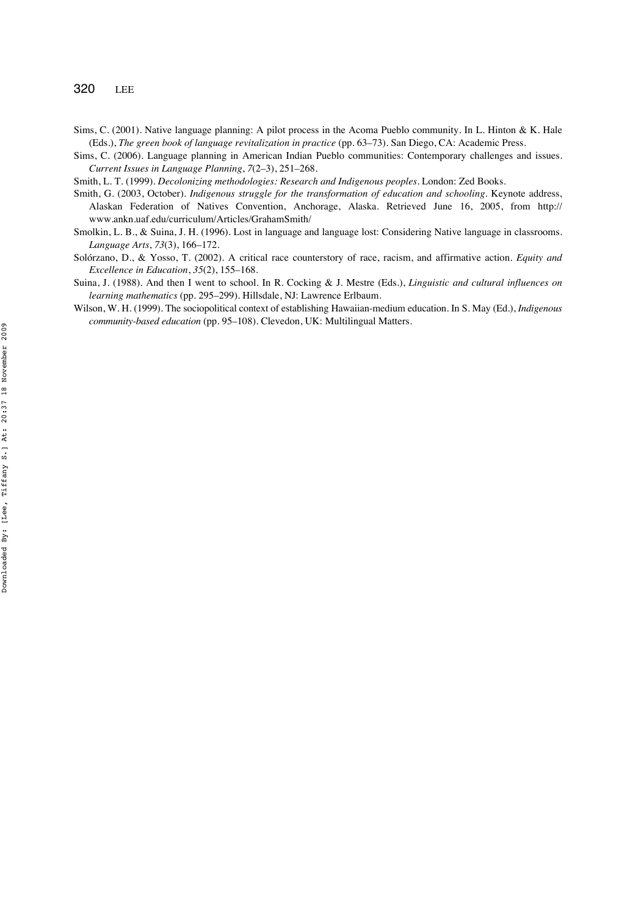Sims, C. (2001). Native language planning: A pilot process in the Acoma Pueblo community. In L. Hinton & K. Hale (Eds.), *The green book of language revitalization in practice* (pp. 63–73). San Diego, CA: Academic Press.

Sims, C. (2006). Language planning in American Indian Pueblo communities: Contemporary challenges and issues. *Current Issues in Language Planning*, *7*(2–3), 251–268.

Smith, L. T. (1999). *Decolonizing methodologies: Research and Indigenous peoples*. London: Zed Books.

Smith, G. (2003, October). *Indigenous struggle for the transformation of education and schooling*. Keynote address, Alaskan Federation of Natives Convention, Anchorage, Alaska. Retrieved June 16, 2005, from http://www.ankn.uaf.edu/curriculum/Articles/GrahamSmith/

Smolkin, L. B., & Suina, J. H. (1996). Lost in language and language lost: Considering Native language in classrooms. *Language Arts*, *73*(3), 166–172.

Solórzano, D., & Yosso, T. (2002). A critical race counterstory of race, racism, and affirmative action. *Equity and Excellence in Education*, *35*(2), 155–168.

Suina, J. (1988). And then I went to school. In R. Cocking & J. Mestre (Eds.), *Linguistic and cultural influences on learning mathematics* (pp. 295–299). Hillsdale, NJ: Lawrence Erlbaum.

Wilson, W. H. (1999). The sociopolitical context of establishing Hawaiian-medium education. In S. May (Ed.), *Indigenous community-based education* (pp. 95–108). Clevedon, UK: Multilingual Matters.